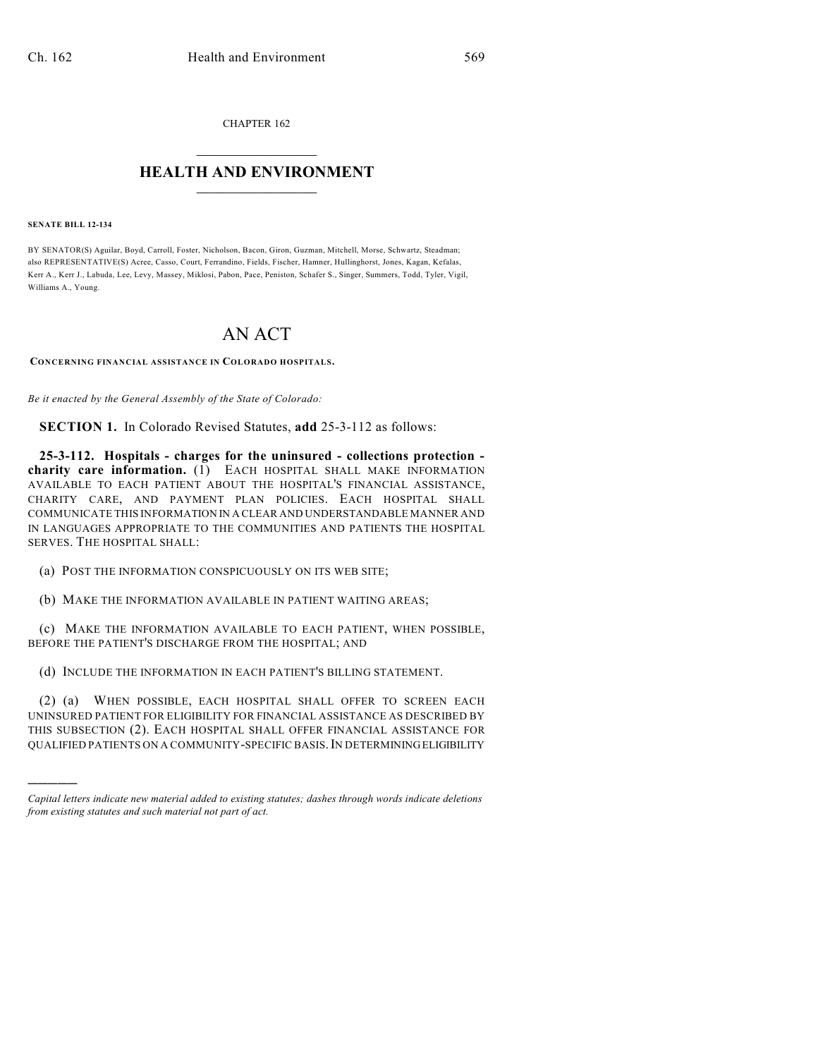CHAPTER 162

# HEALTH AND ENVIRONMENT

**SENATE BILL 12-134**

BY SENATOR(S) Aguilar, Boyd, Carroll, Foster, Nicholson, Bacon, Giron, Guzman, Mitchell, Morse, Schwartz, Steadman; also REPRESENTATIVE(S) Acree, Casso, Court, Ferrandino, Fields, Fischer, Hamner, Hullinghorst, Jones, Kagan, Kefalas, Kerr A., Kerr J., Labuda, Lee, Levy, Massey, Miklosi, Pabon, Pace, Peniston, Schafer S., Singer, Summers, Todd, Tyler, Vigil, Williams A., Young.

# AN ACT

**CONCERNING FINANCIAL ASSISTANCE IN COLORADO HOSPITALS.**

*Be it enacted by the General Assembly of the State of Colorado:*

**SECTION 1.** In Colorado Revised Statutes, **add** 25-3-112 as follows:

**25-3-112. Hospitals - charges for the uninsured - collections protection - charity care information.** (1) EACH HOSPITAL SHALL MAKE INFORMATION AVAILABLE TO EACH PATIENT ABOUT THE HOSPITAL'S FINANCIAL ASSISTANCE, CHARITY CARE, AND PAYMENT PLAN POLICIES. EACH HOSPITAL SHALL COMMUNICATE THIS INFORMATION IN A CLEAR AND UNDERSTANDABLE MANNER AND IN LANGUAGES APPROPRIATE TO THE COMMUNITIES AND PATIENTS THE HOSPITAL SERVES. THE HOSPITAL SHALL:

(a) POST THE INFORMATION CONSPICUOUSLY ON ITS WEB SITE;

(b) MAKE THE INFORMATION AVAILABLE IN PATIENT WAITING AREAS;

(c) MAKE THE INFORMATION AVAILABLE TO EACH PATIENT, WHEN POSSIBLE, BEFORE THE PATIENT'S DISCHARGE FROM THE HOSPITAL; AND

(d) INCLUDE THE INFORMATION IN EACH PATIENT'S BILLING STATEMENT.

(2) (a) WHEN POSSIBLE, EACH HOSPITAL SHALL OFFER TO SCREEN EACH UNINSURED PATIENT FOR ELIGIBILITY FOR FINANCIAL ASSISTANCE AS DESCRIBED BY THIS SUBSECTION (2). EACH HOSPITAL SHALL OFFER FINANCIAL ASSISTANCE FOR QUALIFIED PATIENTS ON A COMMUNITY-SPECIFIC BASIS. IN DETERMINING ELIGIBILITY

———

*Capital letters indicate new material added to existing statutes; dashes through words indicate deletions from existing statutes and such material not part of act.*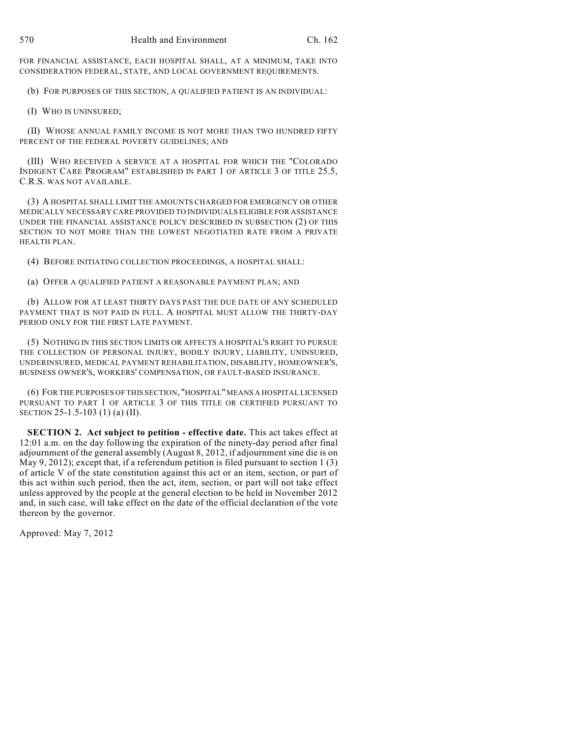FOR FINANCIAL ASSISTANCE, EACH HOSPITAL SHALL, AT A MINIMUM, TAKE INTO CONSIDERATION FEDERAL, STATE, AND LOCAL GOVERNMENT REQUIREMENTS.

(b) FOR PURPOSES OF THIS SECTION, A QUALIFIED PATIENT IS AN INDIVIDUAL:

(I) WHO IS UNINSURED;

(II) WHOSE ANNUAL FAMILY INCOME IS NOT MORE THAN TWO HUNDRED FIFTY PERCENT OF THE FEDERAL POVERTY GUIDELINES; AND

(III) WHO RECEIVED A SERVICE AT A HOSPITAL FOR WHICH THE "COLORADO INDIGENT CARE PROGRAM" ESTABLISHED IN PART 1 OF ARTICLE 3 OF TITLE 25.5, C.R.S. WAS NOT AVAILABLE.

(3) A HOSPITAL SHALL LIMIT THE AMOUNTS CHARGED FOR EMERGENCY OR OTHER MEDICALLY NECESSARY CARE PROVIDED TO INDIVIDUALS ELIGIBLE FOR ASSISTANCE UNDER THE FINANCIAL ASSISTANCE POLICY DESCRIBED IN SUBSECTION (2) OF THIS SECTION TO NOT MORE THAN THE LOWEST NEGOTIATED RATE FROM A PRIVATE HEALTH PLAN.

(4) BEFORE INITIATING COLLECTION PROCEEDINGS, A HOSPITAL SHALL:

(a) OFFER A QUALIFIED PATIENT A REASONABLE PAYMENT PLAN; AND

(b) ALLOW FOR AT LEAST THIRTY DAYS PAST THE DUE DATE OF ANY SCHEDULED PAYMENT THAT IS NOT PAID IN FULL. A HOSPITAL MUST ALLOW THE THIRTY-DAY PERIOD ONLY FOR THE FIRST LATE PAYMENT.

(5) NOTHING IN THIS SECTION LIMITS OR AFFECTS A HOSPITAL'S RIGHT TO PURSUE THE COLLECTION OF PERSONAL INJURY, BODILY INJURY, LIABILITY, UNINSURED, UNDERINSURED, MEDICAL PAYMENT REHABILITATION, DISABILITY, HOMEOWNER'S, BUSINESS OWNER'S, WORKERS' COMPENSATION, OR FAULT-BASED INSURANCE.

(6) FOR THE PURPOSES OF THIS SECTION, "HOSPITAL" MEANS A HOSPITAL LICENSED PURSUANT TO PART 1 OF ARTICLE 3 OF THIS TITLE OR CERTIFIED PURSUANT TO SECTION 25-1.5-103 (1) (a) (II).

**SECTION 2. Act subject to petition - effective date.** This act takes effect at 12:01 a.m. on the day following the expiration of the ninety-day period after final adjournment of the general assembly (August 8, 2012, if adjournment sine die is on May 9, 2012); except that, if a referendum petition is filed pursuant to section 1 (3) of article V of the state constitution against this act or an item, section, or part of this act within such period, then the act, item, section, or part will not take effect unless approved by the people at the general election to be held in November 2012 and, in such case, will take effect on the date of the official declaration of the vote thereon by the governor.

Approved: May 7, 2012